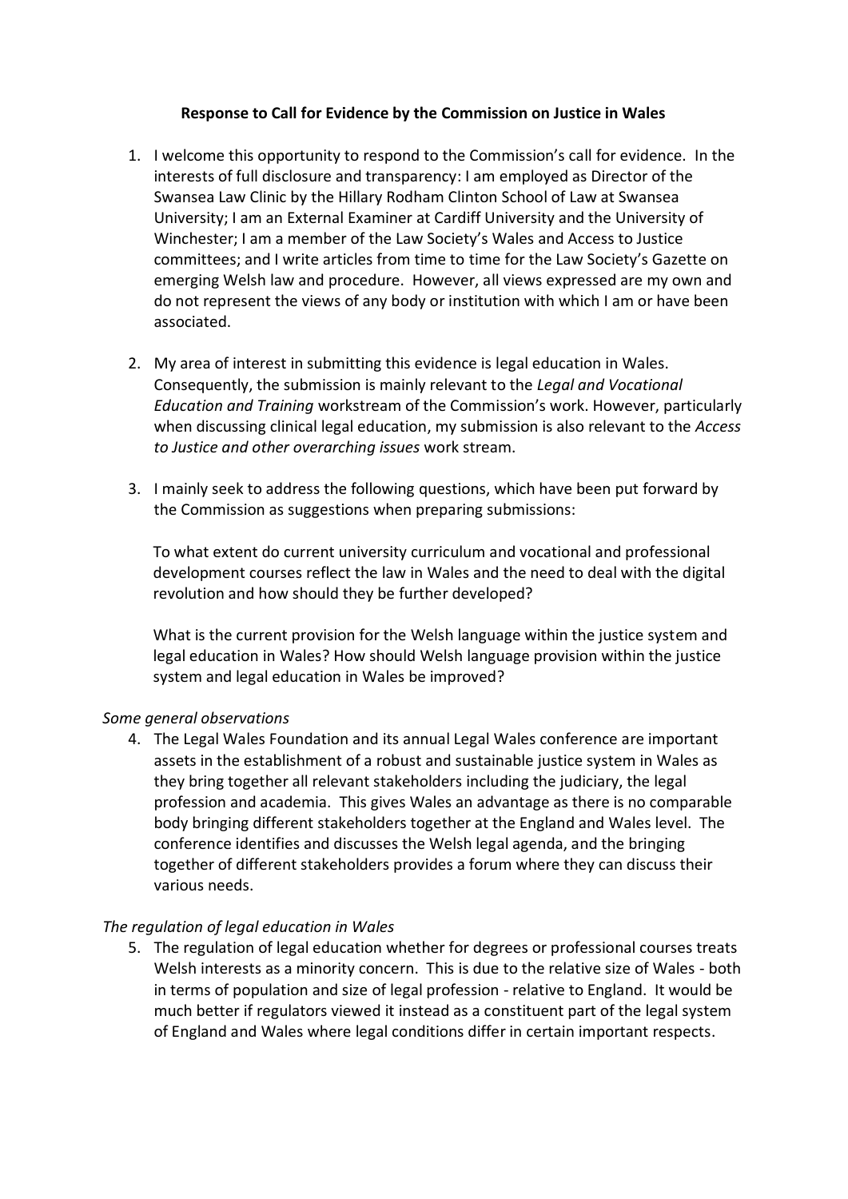**Response to Call for Evidence by the Commission on Justice in Wales**

1. I welcome this opportunity to respond to the Commission's call for evidence. In the interests of full disclosure and transparency: I am employed as Director of the Swansea Law Clinic by the Hillary Rodham Clinton School of Law at Swansea University; I am an External Examiner at Cardiff University and the University of Winchester; I am a member of the Law Society's Wales and Access to Justice committees; and I write articles from time to time for the Law Society's Gazette on emerging Welsh law and procedure. However, all views expressed are my own and do not represent the views of any body or institution with which I am or have been associated.

2. My area of interest in submitting this evidence is legal education in Wales. Consequently, the submission is mainly relevant to the *Legal and Vocational Education and Training* workstream of the Commission's work. However, particularly when discussing clinical legal education, my submission is also relevant to the *Access to Justice and other overarching issues* work stream.

3. I mainly seek to address the following questions, which have been put forward by the Commission as suggestions when preparing submissions:

   To what extent do current university curriculum and vocational and professional development courses reflect the law in Wales and the need to deal with the digital revolution and how should they be further developed?

   What is the current provision for the Welsh language within the justice system and legal education in Wales? How should Welsh language provision within the justice system and legal education in Wales be improved?

*Some general observations*

4. The Legal Wales Foundation and its annual Legal Wales conference are important assets in the establishment of a robust and sustainable justice system in Wales as they bring together all relevant stakeholders including the judiciary, the legal profession and academia. This gives Wales an advantage as there is no comparable body bringing different stakeholders together at the England and Wales level. The conference identifies and discusses the Welsh legal agenda, and the bringing together of different stakeholders provides a forum where they can discuss their various needs.

*The regulation of legal education in Wales*

5. The regulation of legal education whether for degrees or professional courses treats Welsh interests as a minority concern. This is due to the relative size of Wales - both in terms of population and size of legal profession - relative to England. It would be much better if regulators viewed it instead as a constituent part of the legal system of England and Wales where legal conditions differ in certain important respects.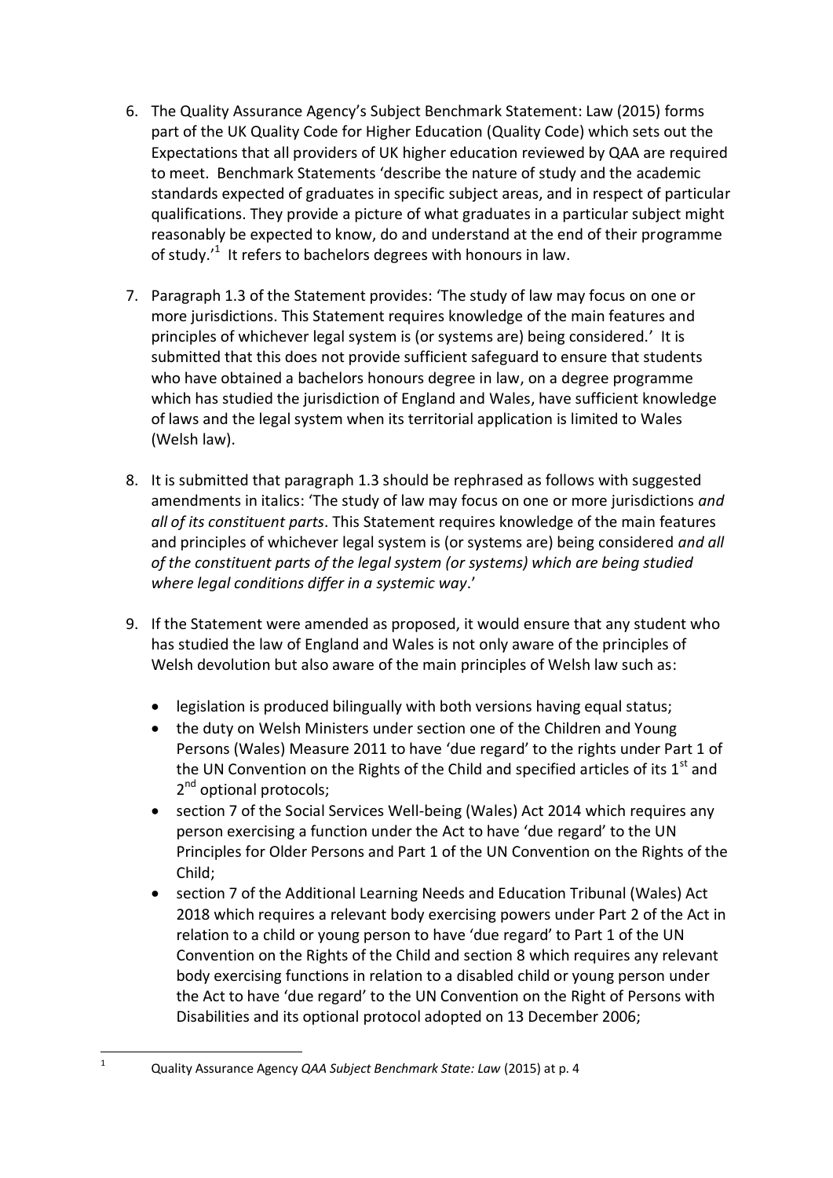6. The Quality Assurance Agency's Subject Benchmark Statement: Law (2015) forms part of the UK Quality Code for Higher Education (Quality Code) which sets out the Expectations that all providers of UK higher education reviewed by QAA are required to meet. Benchmark Statements 'describe the nature of study and the academic standards expected of graduates in specific subject areas, and in respect of particular qualifications. They provide a picture of what graduates in a particular subject might reasonably be expected to know, do and understand at the end of their programme of study.'[1] It refers to bachelors degrees with honours in law.

7. Paragraph 1.3 of the Statement provides: 'The study of law may focus on one or more jurisdictions. This Statement requires knowledge of the main features and principles of whichever legal system is (or systems are) being considered.' It is submitted that this does not provide sufficient safeguard to ensure that students who have obtained a bachelors honours degree in law, on a degree programme which has studied the jurisdiction of England and Wales, have sufficient knowledge of laws and the legal system when its territorial application is limited to Wales (Welsh law).

8. It is submitted that paragraph 1.3 should be rephrased as follows with suggested amendments in italics: 'The study of law may focus on one or more jurisdictions *and all of its constituent parts*. This Statement requires knowledge of the main features and principles of whichever legal system is (or systems are) being considered *and all of the constituent parts of the legal system (or systems) which are being studied where legal conditions differ in a systemic way*.'

9. If the Statement were amended as proposed, it would ensure that any student who has studied the law of England and Wales is not only aware of the principles of Welsh devolution but also aware of the main principles of Welsh law such as:

   - legislation is produced bilingually with both versions having equal status;
   - the duty on Welsh Ministers under section one of the Children and Young Persons (Wales) Measure 2011 to have 'due regard' to the rights under Part 1 of the UN Convention on the Rights of the Child and specified articles of its 1st and 2nd optional protocols;
   - section 7 of the Social Services Well-being (Wales) Act 2014 which requires any person exercising a function under the Act to have 'due regard' to the UN Principles for Older Persons and Part 1 of the UN Convention on the Rights of the Child;
   - section 7 of the Additional Learning Needs and Education Tribunal (Wales) Act 2018 which requires a relevant body exercising powers under Part 2 of the Act in relation to a child or young person to have 'due regard' to Part 1 of the UN Convention on the Rights of the Child and section 8 which requires any relevant body exercising functions in relation to a disabled child or young person under the Act to have 'due regard' to the UN Convention on the Right of Persons with Disabilities and its optional protocol adopted on 13 December 2006;

---

[1] Quality Assurance Agency *QAA Subject Benchmark State: Law* (2015) at p. 4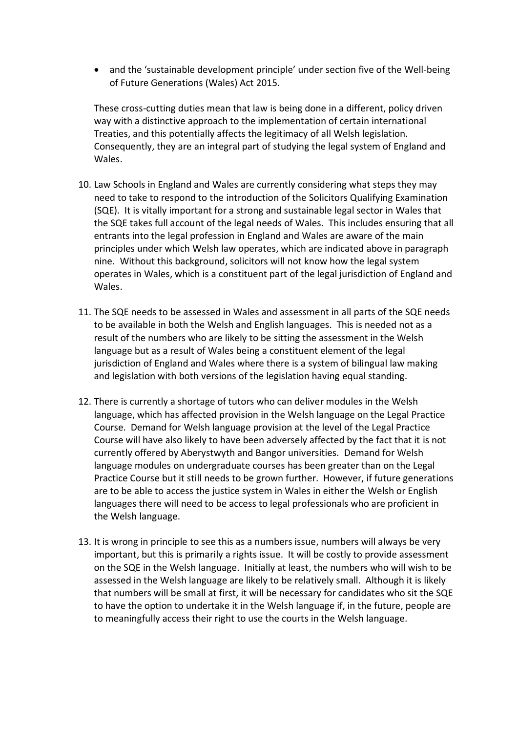- and the 'sustainable development principle' under section five of the Well-being of Future Generations (Wales) Act 2015.

These cross-cutting duties mean that law is being done in a different, policy driven way with a distinctive approach to the implementation of certain international Treaties, and this potentially affects the legitimacy of all Welsh legislation. Consequently, they are an integral part of studying the legal system of England and Wales.

10. Law Schools in England and Wales are currently considering what steps they may need to take to respond to the introduction of the Solicitors Qualifying Examination (SQE). It is vitally important for a strong and sustainable legal sector in Wales that the SQE takes full account of the legal needs of Wales. This includes ensuring that all entrants into the legal profession in England and Wales are aware of the main principles under which Welsh law operates, which are indicated above in paragraph nine. Without this background, solicitors will not know how the legal system operates in Wales, which is a constituent part of the legal jurisdiction of England and Wales.

11. The SQE needs to be assessed in Wales and assessment in all parts of the SQE needs to be available in both the Welsh and English languages. This is needed not as a result of the numbers who are likely to be sitting the assessment in the Welsh language but as a result of Wales being a constituent element of the legal jurisdiction of England and Wales where there is a system of bilingual law making and legislation with both versions of the legislation having equal standing.

12. There is currently a shortage of tutors who can deliver modules in the Welsh language, which has affected provision in the Welsh language on the Legal Practice Course. Demand for Welsh language provision at the level of the Legal Practice Course will have also likely to have been adversely affected by the fact that it is not currently offered by Aberystwyth and Bangor universities. Demand for Welsh language modules on undergraduate courses has been greater than on the Legal Practice Course but it still needs to be grown further. However, if future generations are to be able to access the justice system in Wales in either the Welsh or English languages there will need to be access to legal professionals who are proficient in the Welsh language.

13. It is wrong in principle to see this as a numbers issue, numbers will always be very important, but this is primarily a rights issue. It will be costly to provide assessment on the SQE in the Welsh language. Initially at least, the numbers who will wish to be assessed in the Welsh language are likely to be relatively small. Although it is likely that numbers will be small at first, it will be necessary for candidates who sit the SQE to have the option to undertake it in the Welsh language if, in the future, people are to meaningfully access their right to use the courts in the Welsh language.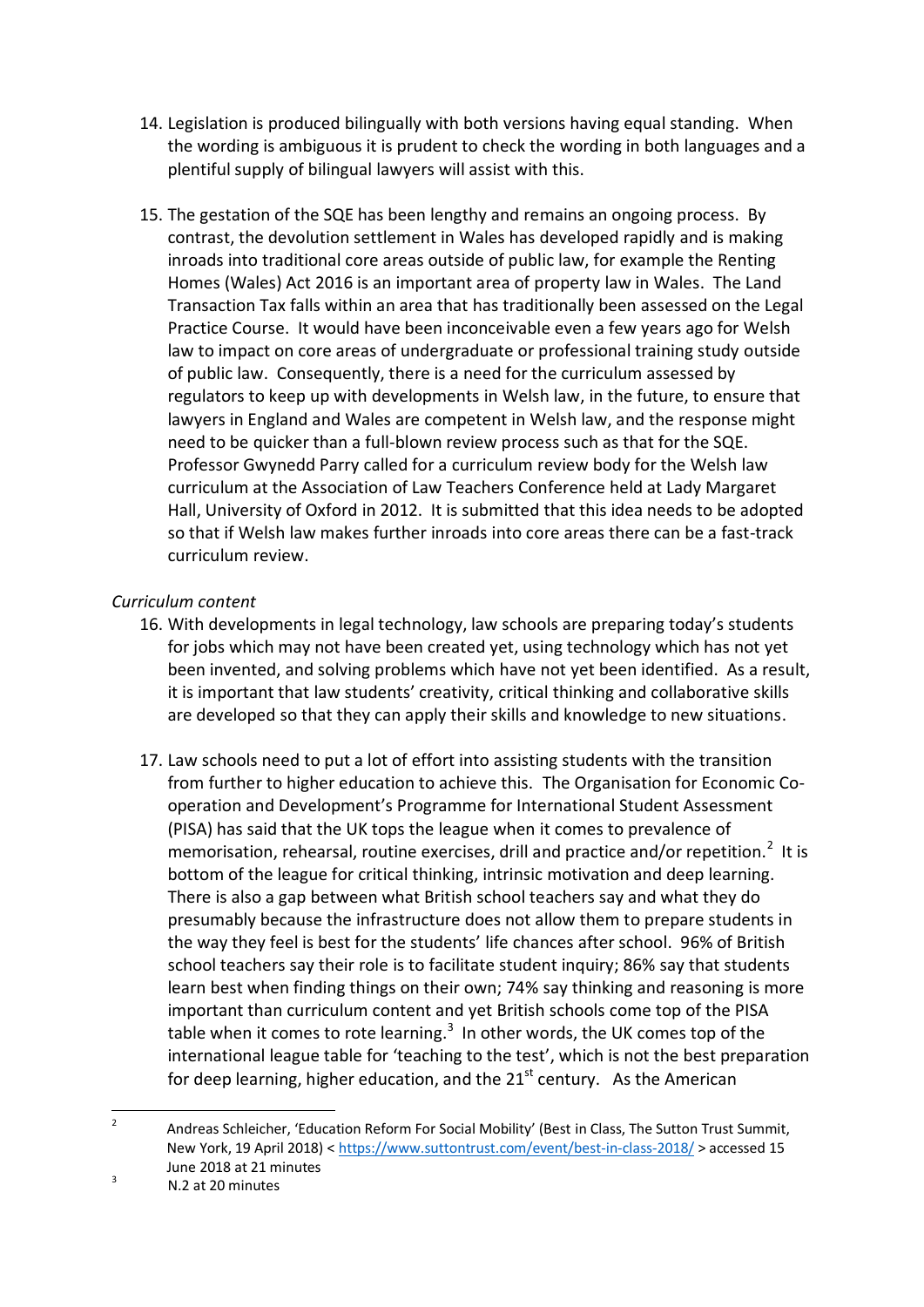14. Legislation is produced bilingually with both versions having equal standing. When the wording is ambiguous it is prudent to check the wording in both languages and a plentiful supply of bilingual lawyers will assist with this.

15. The gestation of the SQE has been lengthy and remains an ongoing process. By contrast, the devolution settlement in Wales has developed rapidly and is making inroads into traditional core areas outside of public law, for example the Renting Homes (Wales) Act 2016 is an important area of property law in Wales. The Land Transaction Tax falls within an area that has traditionally been assessed on the Legal Practice Course. It would have been inconceivable even a few years ago for Welsh law to impact on core areas of undergraduate or professional training study outside of public law. Consequently, there is a need for the curriculum assessed by regulators to keep up with developments in Welsh law, in the future, to ensure that lawyers in England and Wales are competent in Welsh law, and the response might need to be quicker than a full-blown review process such as that for the SQE. Professor Gwynedd Parry called for a curriculum review body for the Welsh law curriculum at the Association of Law Teachers Conference held at Lady Margaret Hall, University of Oxford in 2012. It is submitted that this idea needs to be adopted so that if Welsh law makes further inroads into core areas there can be a fast-track curriculum review.

*Curriculum content*

16. With developments in legal technology, law schools are preparing today's students for jobs which may not have been created yet, using technology which has not yet been invented, and solving problems which have not yet been identified. As a result, it is important that law students' creativity, critical thinking and collaborative skills are developed so that they can apply their skills and knowledge to new situations.

17. Law schools need to put a lot of effort into assisting students with the transition from further to higher education to achieve this. The Organisation for Economic Co-operation and Development's Programme for International Student Assessment (PISA) has said that the UK tops the league when it comes to prevalence of memorisation, rehearsal, routine exercises, drill and practice and/or repetition.[2] It is bottom of the league for critical thinking, intrinsic motivation and deep learning. There is also a gap between what British school teachers say and what they do presumably because the infrastructure does not allow them to prepare students in the way they feel is best for the students' life chances after school. 96% of British school teachers say their role is to facilitate student inquiry; 86% say that students learn best when finding things on their own; 74% say thinking and reasoning is more important than curriculum content and yet British schools come top of the PISA table when it comes to rote learning.[3] In other words, the UK comes top of the international league table for 'teaching to the test', which is not the best preparation for deep learning, higher education, and the 21st century. As the American

---

[2] Andreas Schleicher, 'Education Reform For Social Mobility' (Best in Class, The Sutton Trust Summit, New York, 19 April 2018) < https://www.suttontrust.com/event/best-in-class-2018/ > accessed 15 June 2018 at 21 minutes

[3] N.2 at 20 minutes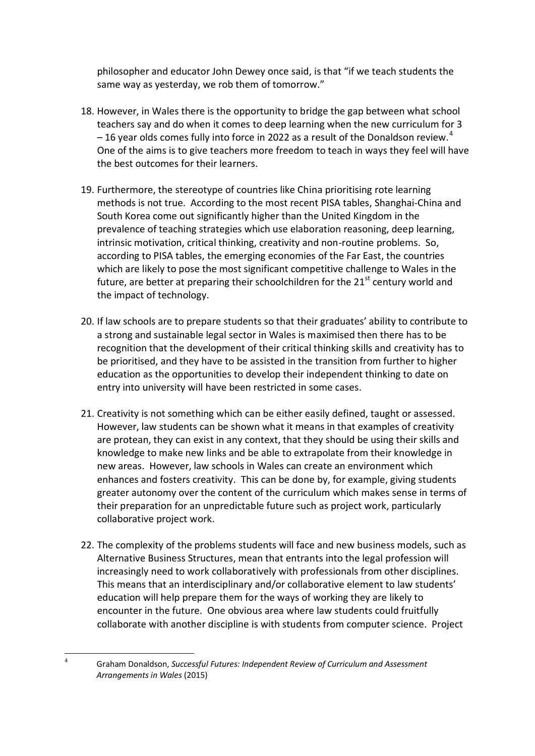philosopher and educator John Dewey once said, is that "if we teach students the same way as yesterday, we rob them of tomorrow."

18. However, in Wales there is the opportunity to bridge the gap between what school teachers say and do when it comes to deep learning when the new curriculum for 3 – 16 year olds comes fully into force in 2022 as a result of the Donaldson review.[4] One of the aims is to give teachers more freedom to teach in ways they feel will have the best outcomes for their learners.

19. Furthermore, the stereotype of countries like China prioritising rote learning methods is not true. According to the most recent PISA tables, Shanghai-China and South Korea come out significantly higher than the United Kingdom in the prevalence of teaching strategies which use elaboration reasoning, deep learning, intrinsic motivation, critical thinking, creativity and non-routine problems. So, according to PISA tables, the emerging economies of the Far East, the countries which are likely to pose the most significant competitive challenge to Wales in the future, are better at preparing their schoolchildren for the 21st century world and the impact of technology.

20. If law schools are to prepare students so that their graduates' ability to contribute to a strong and sustainable legal sector in Wales is maximised then there has to be recognition that the development of their critical thinking skills and creativity has to be prioritised, and they have to be assisted in the transition from further to higher education as the opportunities to develop their independent thinking to date on entry into university will have been restricted in some cases.

21. Creativity is not something which can be either easily defined, taught or assessed. However, law students can be shown what it means in that examples of creativity are protean, they can exist in any context, that they should be using their skills and knowledge to make new links and be able to extrapolate from their knowledge in new areas. However, law schools in Wales can create an environment which enhances and fosters creativity. This can be done by, for example, giving students greater autonomy over the content of the curriculum which makes sense in terms of their preparation for an unpredictable future such as project work, particularly collaborative project work.

22. The complexity of the problems students will face and new business models, such as Alternative Business Structures, mean that entrants into the legal profession will increasingly need to work collaboratively with professionals from other disciplines. This means that an interdisciplinary and/or collaborative element to law students' education will help prepare them for the ways of working they are likely to encounter in the future. One obvious area where law students could fruitfully collaborate with another discipline is with students from computer science. Project

---

[4] Graham Donaldson, *Successful Futures: Independent Review of Curriculum and Assessment Arrangements in Wales* (2015)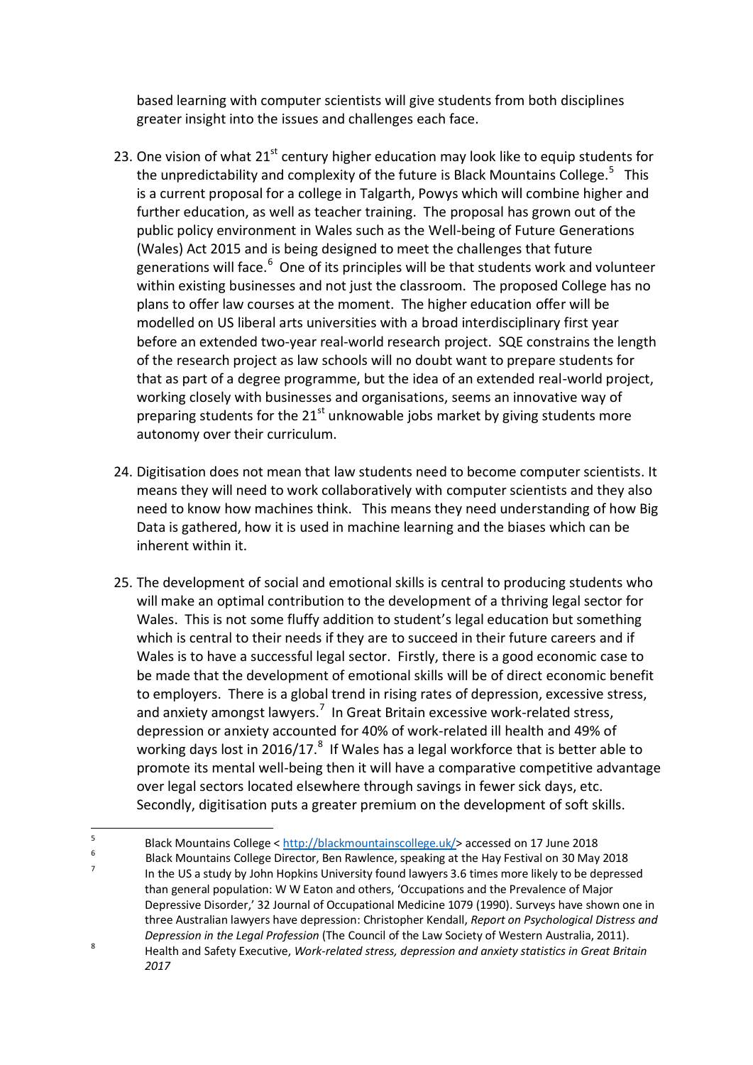based learning with computer scientists will give students from both disciplines greater insight into the issues and challenges each face.

23. One vision of what 21st century higher education may look like to equip students for the unpredictability and complexity of the future is Black Mountains College.[5] This is a current proposal for a college in Talgarth, Powys which will combine higher and further education, as well as teacher training. The proposal has grown out of the public policy environment in Wales such as the Well-being of Future Generations (Wales) Act 2015 and is being designed to meet the challenges that future generations will face.[6] One of its principles will be that students work and volunteer within existing businesses and not just the classroom. The proposed College has no plans to offer law courses at the moment. The higher education offer will be modelled on US liberal arts universities with a broad interdisciplinary first year before an extended two-year real-world research project. SQE constrains the length of the research project as law schools will no doubt want to prepare students for that as part of a degree programme, but the idea of an extended real-world project, working closely with businesses and organisations, seems an innovative way of preparing students for the 21st unknowable jobs market by giving students more autonomy over their curriculum.

24. Digitisation does not mean that law students need to become computer scientists. It means they will need to work collaboratively with computer scientists and they also need to know how machines think. This means they need understanding of how Big Data is gathered, how it is used in machine learning and the biases which can be inherent within it.

25. The development of social and emotional skills is central to producing students who will make an optimal contribution to the development of a thriving legal sector for Wales. This is not some fluffy addition to student's legal education but something which is central to their needs if they are to succeed in their future careers and if Wales is to have a successful legal sector. Firstly, there is a good economic case to be made that the development of emotional skills will be of direct economic benefit to employers. There is a global trend in rising rates of depression, excessive stress, and anxiety amongst lawyers.[7] In Great Britain excessive work-related stress, depression or anxiety accounted for 40% of work-related ill health and 49% of working days lost in 2016/17.[8] If Wales has a legal workforce that is better able to promote its mental well-being then it will have a comparative competitive advantage over legal sectors located elsewhere through savings in fewer sick days, etc. Secondly, digitisation puts a greater premium on the development of soft skills.

---

[5] Black Mountains College < http://blackmountainscollege.uk/> accessed on 17 June 2018

[6] Black Mountains College Director, Ben Rawlence, speaking at the Hay Festival on 30 May 2018

[7] In the US a study by John Hopkins University found lawyers 3.6 times more likely to be depressed than general population: W W Eaton and others, 'Occupations and the Prevalence of Major Depressive Disorder,' 32 Journal of Occupational Medicine 1079 (1990). Surveys have shown one in three Australian lawyers have depression: Christopher Kendall, *Report on Psychological Distress and Depression in the Legal Profession* (The Council of the Law Society of Western Australia, 2011).

[8] Health and Safety Executive, *Work-related stress, depression and anxiety statistics in Great Britain 2017*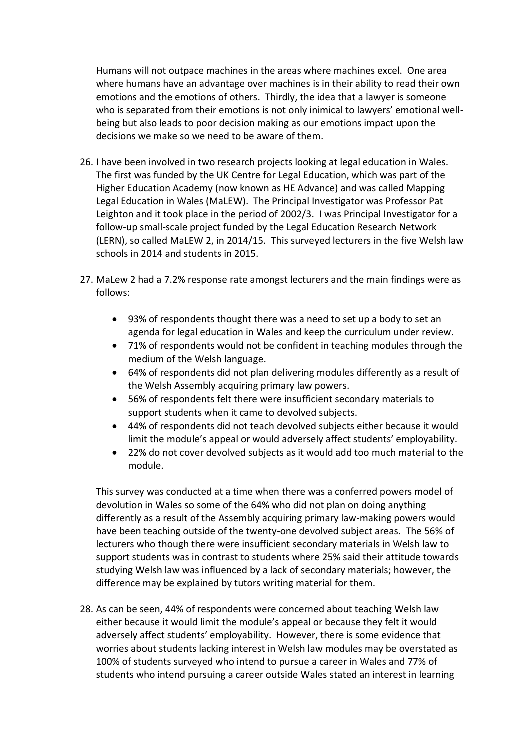Humans will not outpace machines in the areas where machines excel. One area where humans have an advantage over machines is in their ability to read their own emotions and the emotions of others. Thirdly, the idea that a lawyer is someone who is separated from their emotions is not only inimical to lawyers' emotional well-being but also leads to poor decision making as our emotions impact upon the decisions we make so we need to be aware of them.

26. I have been involved in two research projects looking at legal education in Wales. The first was funded by the UK Centre for Legal Education, which was part of the Higher Education Academy (now known as HE Advance) and was called Mapping Legal Education in Wales (MaLEW). The Principal Investigator was Professor Pat Leighton and it took place in the period of 2002/3. I was Principal Investigator for a follow-up small-scale project funded by the Legal Education Research Network (LERN), so called MaLEW 2, in 2014/15. This surveyed lecturers in the five Welsh law schools in 2014 and students in 2015.

27. MaLew 2 had a 7.2% response rate amongst lecturers and the main findings were as follows:

    - 93% of respondents thought there was a need to set up a body to set an agenda for legal education in Wales and keep the curriculum under review.
    - 71% of respondents would not be confident in teaching modules through the medium of the Welsh language.
    - 64% of respondents did not plan delivering modules differently as a result of the Welsh Assembly acquiring primary law powers.
    - 56% of respondents felt there were insufficient secondary materials to support students when it came to devolved subjects.
    - 44% of respondents did not teach devolved subjects either because it would limit the module's appeal or would adversely affect students' employability.
    - 22% do not cover devolved subjects as it would add too much material to the module.

    This survey was conducted at a time when there was a conferred powers model of devolution in Wales so some of the 64% who did not plan on doing anything differently as a result of the Assembly acquiring primary law-making powers would have been teaching outside of the twenty-one devolved subject areas. The 56% of lecturers who though there were insufficient secondary materials in Welsh law to support students was in contrast to students where 25% said their attitude towards studying Welsh law was influenced by a lack of secondary materials; however, the difference may be explained by tutors writing material for them.

28. As can be seen, 44% of respondents were concerned about teaching Welsh law either because it would limit the module's appeal or because they felt it would adversely affect students' employability. However, there is some evidence that worries about students lacking interest in Welsh law modules may be overstated as 100% of students surveyed who intend to pursue a career in Wales and 77% of students who intend pursuing a career outside Wales stated an interest in learning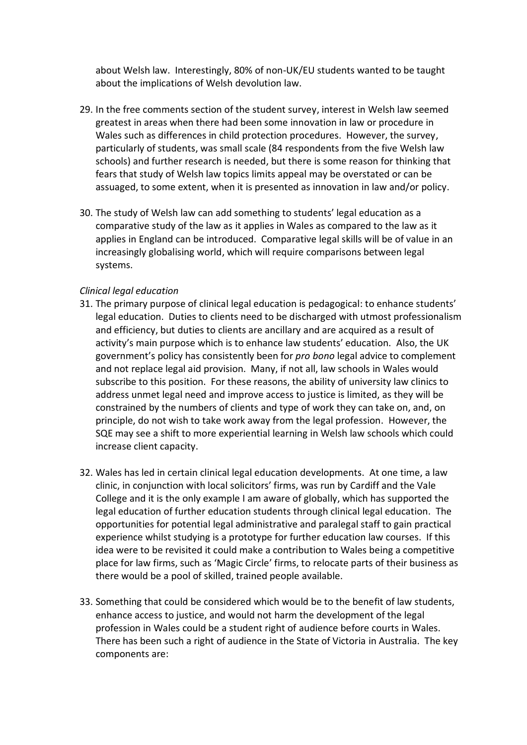about Welsh law. Interestingly, 80% of non-UK/EU students wanted to be taught about the implications of Welsh devolution law.

29. In the free comments section of the student survey, interest in Welsh law seemed greatest in areas when there had been some innovation in law or procedure in Wales such as differences in child protection procedures. However, the survey, particularly of students, was small scale (84 respondents from the five Welsh law schools) and further research is needed, but there is some reason for thinking that fears that study of Welsh law topics limits appeal may be overstated or can be assuaged, to some extent, when it is presented as innovation in law and/or policy.

30. The study of Welsh law can add something to students' legal education as a comparative study of the law as it applies in Wales as compared to the law as it applies in England can be introduced. Comparative legal skills will be of value in an increasingly globalising world, which will require comparisons between legal systems.

*Clinical legal education*

31. The primary purpose of clinical legal education is pedagogical: to enhance students' legal education. Duties to clients need to be discharged with utmost professionalism and efficiency, but duties to clients are ancillary and are acquired as a result of activity's main purpose which is to enhance law students' education. Also, the UK government's policy has consistently been for *pro bono* legal advice to complement and not replace legal aid provision. Many, if not all, law schools in Wales would subscribe to this position. For these reasons, the ability of university law clinics to address unmet legal need and improve access to justice is limited, as they will be constrained by the numbers of clients and type of work they can take on, and, on principle, do not wish to take work away from the legal profession. However, the SQE may see a shift to more experiential learning in Welsh law schools which could increase client capacity.

32. Wales has led in certain clinical legal education developments. At one time, a law clinic, in conjunction with local solicitors' firms, was run by Cardiff and the Vale College and it is the only example I am aware of globally, which has supported the legal education of further education students through clinical legal education. The opportunities for potential legal administrative and paralegal staff to gain practical experience whilst studying is a prototype for further education law courses. If this idea were to be revisited it could make a contribution to Wales being a competitive place for law firms, such as 'Magic Circle' firms, to relocate parts of their business as there would be a pool of skilled, trained people available.

33. Something that could be considered which would be to the benefit of law students, enhance access to justice, and would not harm the development of the legal profession in Wales could be a student right of audience before courts in Wales. There has been such a right of audience in the State of Victoria in Australia. The key components are: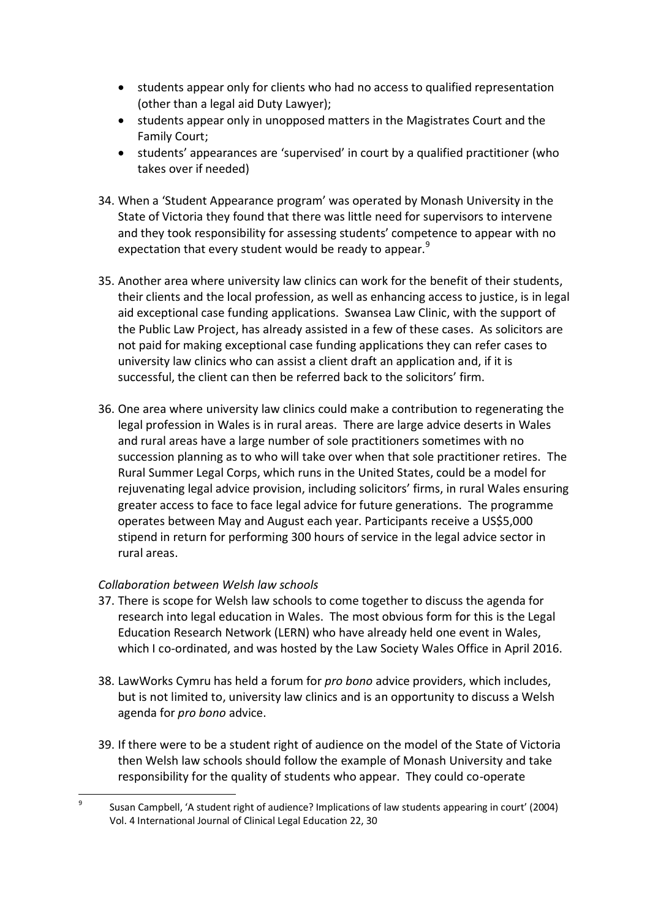- students appear only for clients who had no access to qualified representation (other than a legal aid Duty Lawyer);
- students appear only in unopposed matters in the Magistrates Court and the Family Court;
- students' appearances are 'supervised' in court by a qualified practitioner (who takes over if needed)

34. When a 'Student Appearance program' was operated by Monash University in the State of Victoria they found that there was little need for supervisors to intervene and they took responsibility for assessing students' competence to appear with no expectation that every student would be ready to appear.[9]

35. Another area where university law clinics can work for the benefit of their students, their clients and the local profession, as well as enhancing access to justice, is in legal aid exceptional case funding applications. Swansea Law Clinic, with the support of the Public Law Project, has already assisted in a few of these cases. As solicitors are not paid for making exceptional case funding applications they can refer cases to university law clinics who can assist a client draft an application and, if it is successful, the client can then be referred back to the solicitors' firm.

36. One area where university law clinics could make a contribution to regenerating the legal profession in Wales is in rural areas. There are large advice deserts in Wales and rural areas have a large number of sole practitioners sometimes with no succession planning as to who will take over when that sole practitioner retires. The Rural Summer Legal Corps, which runs in the United States, could be a model for rejuvenating legal advice provision, including solicitors' firms, in rural Wales ensuring greater access to face to face legal advice for future generations. The programme operates between May and August each year. Participants receive a US$5,000 stipend in return for performing 300 hours of service in the legal advice sector in rural areas.

*Collaboration between Welsh law schools*

37. There is scope for Welsh law schools to come together to discuss the agenda for research into legal education in Wales. The most obvious form for this is the Legal Education Research Network (LERN) who have already held one event in Wales, which I co-ordinated, and was hosted by the Law Society Wales Office in April 2016.

38. LawWorks Cymru has held a forum for *pro bono* advice providers, which includes, but is not limited to, university law clinics and is an opportunity to discuss a Welsh agenda for *pro bono* advice.

39. If there were to be a student right of audience on the model of the State of Victoria then Welsh law schools should follow the example of Monash University and take responsibility for the quality of students who appear. They could co-operate

[9] Susan Campbell, 'A student right of audience? Implications of law students appearing in court' (2004) Vol. 4 International Journal of Clinical Legal Education 22, 30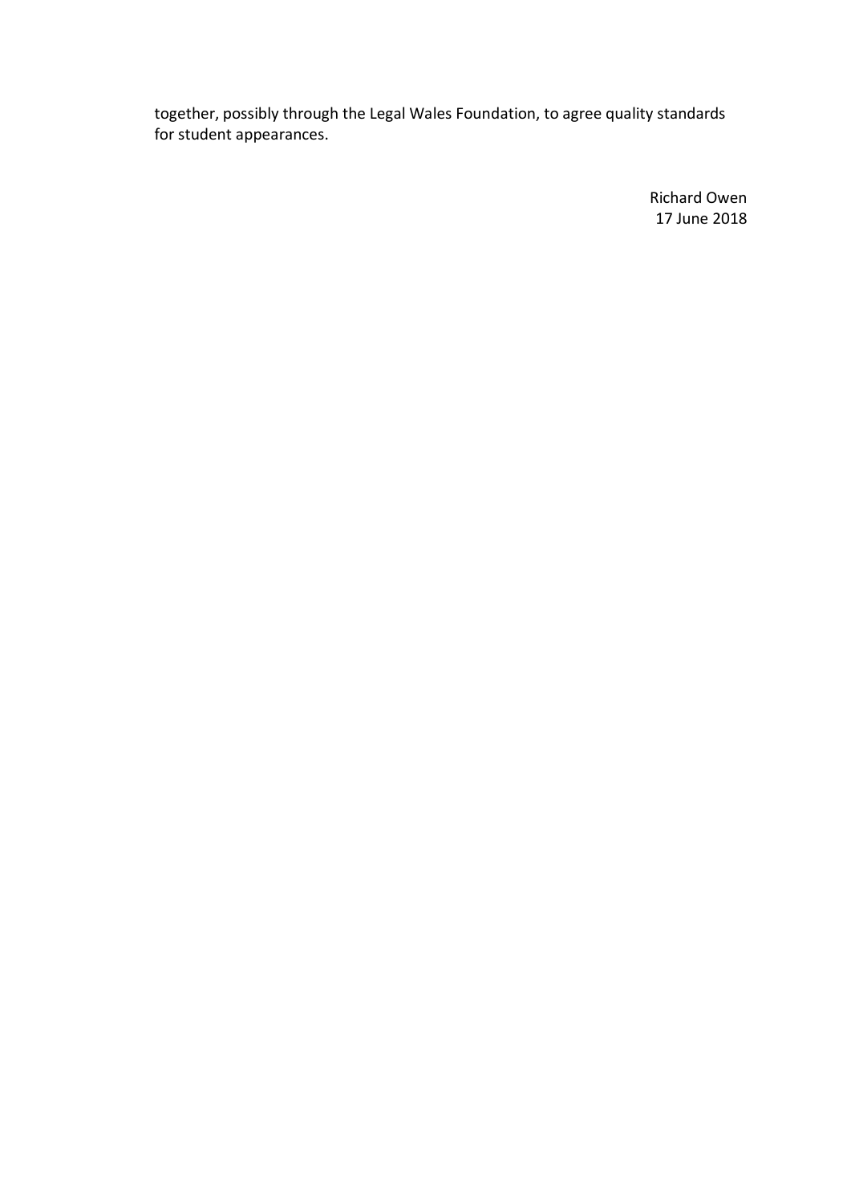together, possibly through the Legal Wales Foundation, to agree quality standards for student appearances.

Richard Owen
17 June 2018